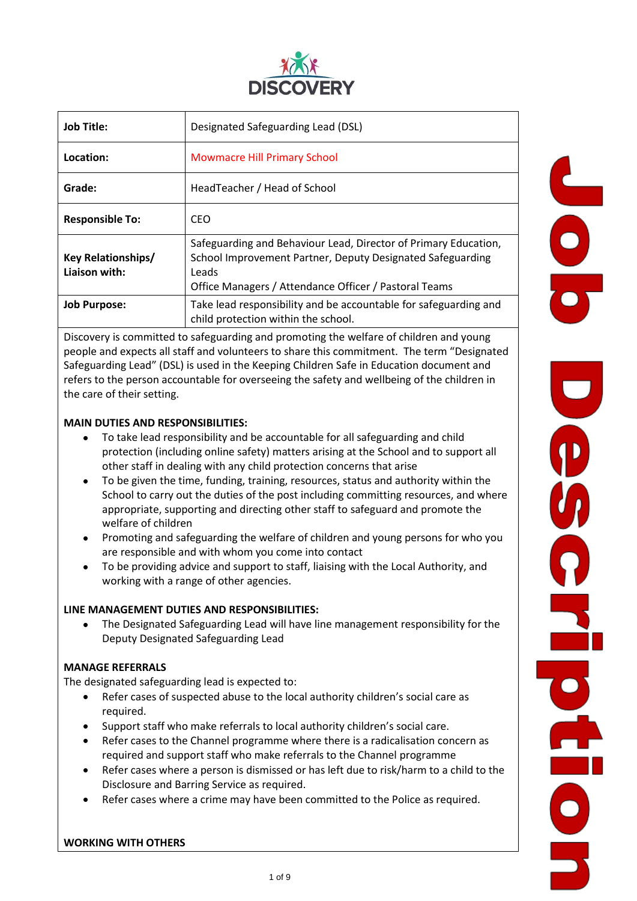DISCOVERY

| Job Title: | Designated Safeguarding Lead (DSL) |
|---|---|
| Location: | Mowmacre Hill Primary School |
| Grade: | HeadTeacher / Head of School |
| Responsible To: | CEO |
| Key Relationships/ Liaison with: | Safeguarding and Behaviour Lead, Director of Primary Education, School Improvement Partner, Deputy Designated Safeguarding Leads<br>Office Managers / Attendance Officer / Pastoral Teams |
| Job Purpose: | Take lead responsibility and be accountable for safeguarding and child protection within the school. |

Discovery is committed to safeguarding and promoting the welfare of children and young people and expects all staff and volunteers to share this commitment. The term "Designated Safeguarding Lead" (DSL) is used in the Keeping Children Safe in Education document and refers to the person accountable for overseeing the safety and wellbeing of the children in the care of their setting.

**MAIN DUTIES AND RESPONSIBILITIES:**

- To take lead responsibility and be accountable for all safeguarding and child protection (including online safety) matters arising at the School and to support all other staff in dealing with any child protection concerns that arise
- To be given the time, funding, training, resources, status and authority within the School to carry out the duties of the post including committing resources, and where appropriate, supporting and directing other staff to safeguard and promote the welfare of children
- Promoting and safeguarding the welfare of children and young persons for who you are responsible and with whom you come into contact
- To be providing advice and support to staff, liaising with the Local Authority, and working with a range of other agencies.

**LINE MANAGEMENT DUTIES AND RESPONSIBILITIES:**

- The Designated Safeguarding Lead will have line management responsibility for the Deputy Designated Safeguarding Lead

**MANAGE REFERRALS**

The designated safeguarding lead is expected to:

- Refer cases of suspected abuse to the local authority children's social care as required.
- Support staff who make referrals to local authority children's social care.
- Refer cases to the Channel programme where there is a radicalisation concern as required and support staff who make referrals to the Channel programme
- Refer cases where a person is dismissed or has left due to risk/harm to a child to the Disclosure and Barring Service as required.
- Refer cases where a crime may have been committed to the Police as required.

**WORKING WITH OTHERS**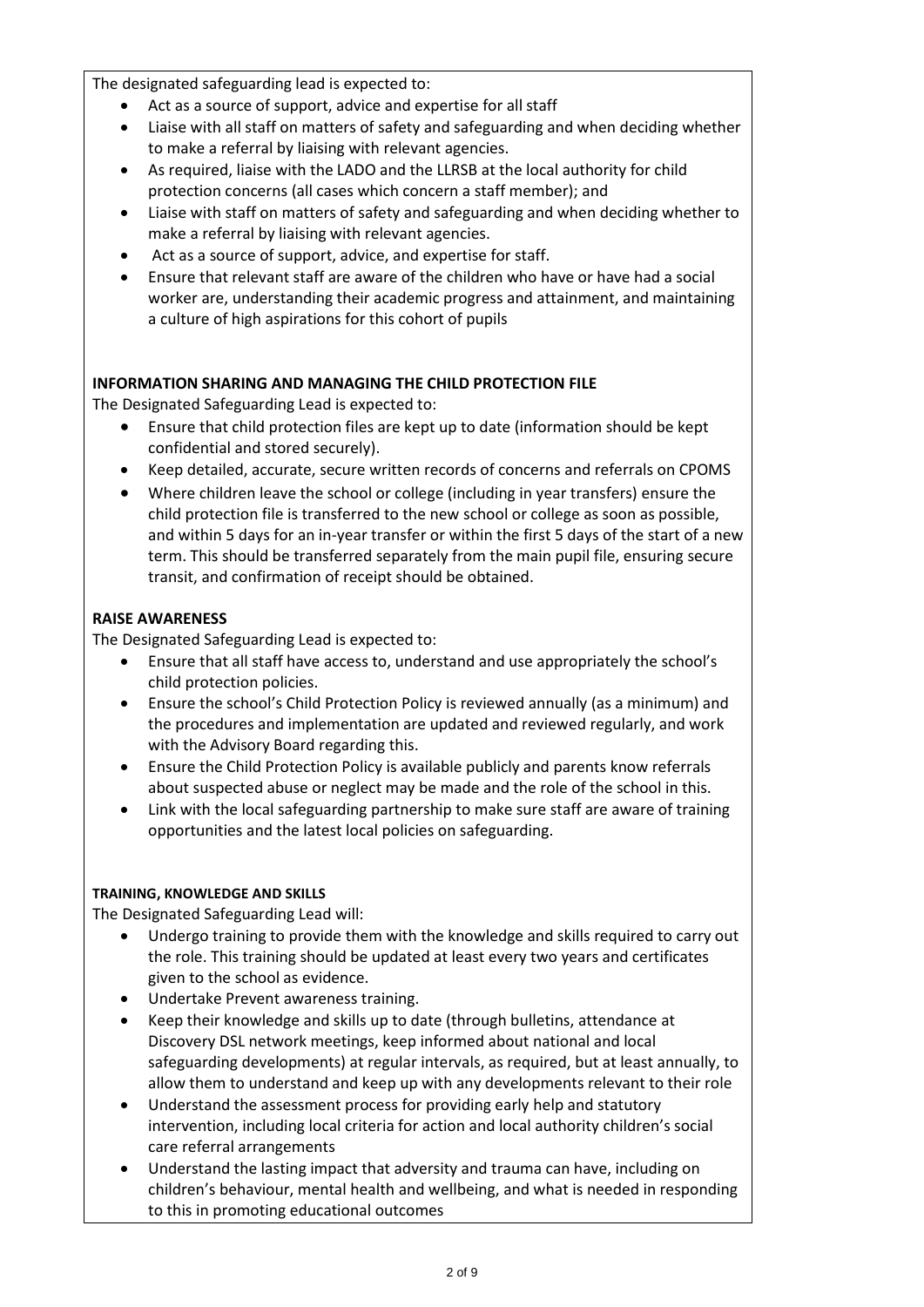The designated safeguarding lead is expected to:

- Act as a source of support, advice and expertise for all staff
- Liaise with all staff on matters of safety and safeguarding and when deciding whether to make a referral by liaising with relevant agencies.
- As required, liaise with the LADO and the LLRSB at the local authority for child protection concerns (all cases which concern a staff member); and
- Liaise with staff on matters of safety and safeguarding and when deciding whether to make a referral by liaising with relevant agencies.
- Act as a source of support, advice, and expertise for staff.
- Ensure that relevant staff are aware of the children who have or have had a social worker are, understanding their academic progress and attainment, and maintaining a culture of high aspirations for this cohort of pupils

**INFORMATION SHARING AND MANAGING THE CHILD PROTECTION FILE**

The Designated Safeguarding Lead is expected to:

- Ensure that child protection files are kept up to date (information should be kept confidential and stored securely).
- Keep detailed, accurate, secure written records of concerns and referrals on CPOMS
- Where children leave the school or college (including in year transfers) ensure the child protection file is transferred to the new school or college as soon as possible, and within 5 days for an in-year transfer or within the first 5 days of the start of a new term. This should be transferred separately from the main pupil file, ensuring secure transit, and confirmation of receipt should be obtained.

**RAISE AWARENESS**

The Designated Safeguarding Lead is expected to:

- Ensure that all staff have access to, understand and use appropriately the school's child protection policies.
- Ensure the school's Child Protection Policy is reviewed annually (as a minimum) and the procedures and implementation are updated and reviewed regularly, and work with the Advisory Board regarding this.
- Ensure the Child Protection Policy is available publicly and parents know referrals about suspected abuse or neglect may be made and the role of the school in this.
- Link with the local safeguarding partnership to make sure staff are aware of training opportunities and the latest local policies on safeguarding.

**TRAINING, KNOWLEDGE AND SKILLS**

The Designated Safeguarding Lead will:

- Undergo training to provide them with the knowledge and skills required to carry out the role. This training should be updated at least every two years and certificates given to the school as evidence.
- Undertake Prevent awareness training.
- Keep their knowledge and skills up to date (through bulletins, attendance at Discovery DSL network meetings, keep informed about national and local safeguarding developments) at regular intervals, as required, but at least annually, to allow them to understand and keep up with any developments relevant to their role
- Understand the assessment process for providing early help and statutory intervention, including local criteria for action and local authority children's social care referral arrangements
- Understand the lasting impact that adversity and trauma can have, including on children's behaviour, mental health and wellbeing, and what is needed in responding to this in promoting educational outcomes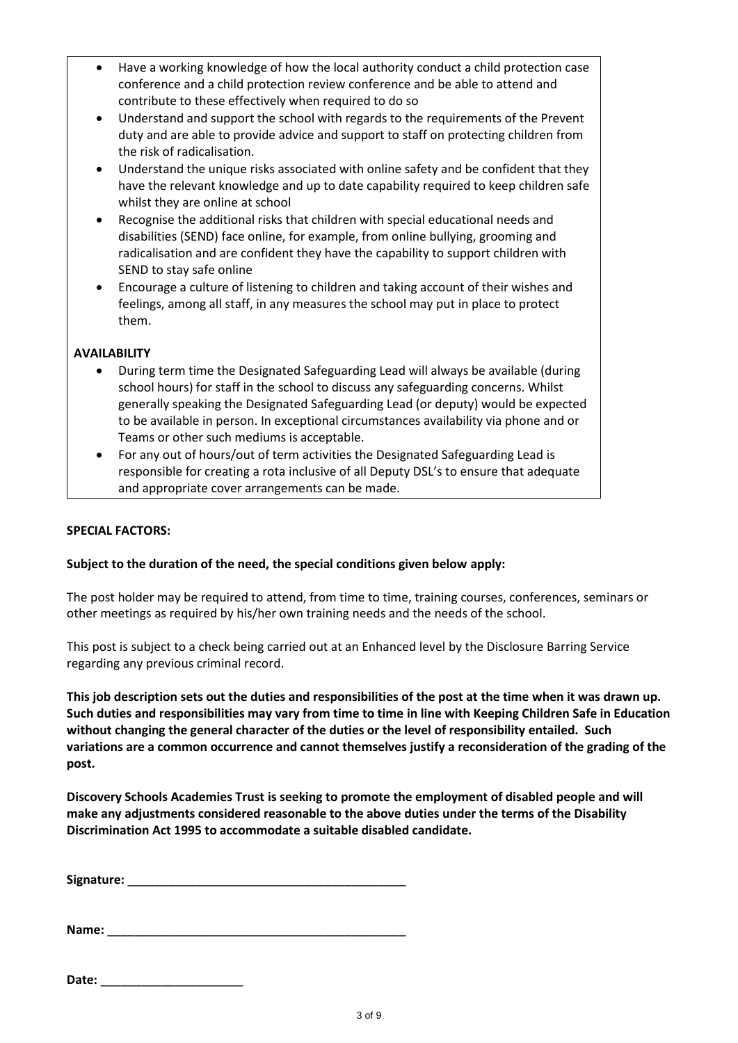- Have a working knowledge of how the local authority conduct a child protection case conference and a child protection review conference and be able to attend and contribute to these effectively when required to do so
- Understand and support the school with regards to the requirements of the Prevent duty and are able to provide advice and support to staff on protecting children from the risk of radicalisation.
- Understand the unique risks associated with online safety and be confident that they have the relevant knowledge and up to date capability required to keep children safe whilst they are online at school
- Recognise the additional risks that children with special educational needs and disabilities (SEND) face online, for example, from online bullying, grooming and radicalisation and are confident they have the capability to support children with SEND to stay safe online
- Encourage a culture of listening to children and taking account of their wishes and feelings, among all staff, in any measures the school may put in place to protect them.

**AVAILABILITY**

- During term time the Designated Safeguarding Lead will always be available (during school hours) for staff in the school to discuss any safeguarding concerns. Whilst generally speaking the Designated Safeguarding Lead (or deputy) would be expected to be available in person. In exceptional circumstances availability via phone and or Teams or other such mediums is acceptable.
- For any out of hours/out of term activities the Designated Safeguarding Lead is responsible for creating a rota inclusive of all Deputy DSL's to ensure that adequate and appropriate cover arrangements can be made.

**SPECIAL FACTORS:**

**Subject to the duration of the need, the special conditions given below apply:**

The post holder may be required to attend, from time to time, training courses, conferences, seminars or other meetings as required by his/her own training needs and the needs of the school.

This post is subject to a check being carried out at an Enhanced level by the Disclosure Barring Service regarding any previous criminal record.

**This job description sets out the duties and responsibilities of the post at the time when it was drawn up. Such duties and responsibilities may vary from time to time in line with Keeping Children Safe in Education without changing the general character of the duties or the level of responsibility entailed. Such variations are a common occurrence and cannot themselves justify a reconsideration of the grading of the post.**

**Discovery Schools Academies Trust is seeking to promote the employment of disabled people and will make any adjustments considered reasonable to the above duties under the terms of the Disability Discrimination Act 1995 to accommodate a suitable disabled candidate.**

**Signature:** ___________________________________________

**Name:** ______________________________________________

**Date:** ______________________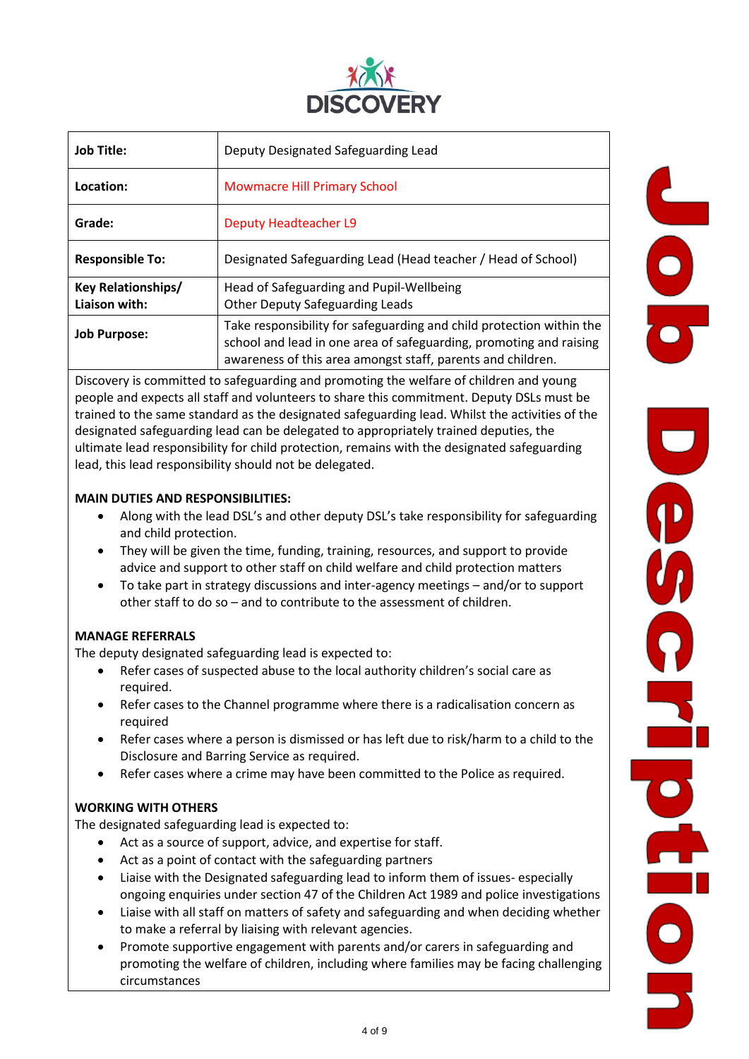DISCOVERY

| Job Title: | Deputy Designated Safeguarding Lead |
|---|---|
| Location: | Mowmacre Hill Primary School |
| Grade: | Deputy Headteacher L9 |
| Responsible To: | Designated Safeguarding Lead (Head teacher / Head of School) |
| Key Relationships/ Liaison with: | Head of Safeguarding and Pupil-Wellbeing<br>Other Deputy Safeguarding Leads |
| Job Purpose: | Take responsibility for safeguarding and child protection within the school and lead in one area of safeguarding, promoting and raising awareness of this area amongst staff, parents and children. |

Discovery is committed to safeguarding and promoting the welfare of children and young people and expects all staff and volunteers to share this commitment. Deputy DSLs must be trained to the same standard as the designated safeguarding lead. Whilst the activities of the designated safeguarding lead can be delegated to appropriately trained deputies, the ultimate lead responsibility for child protection, remains with the designated safeguarding lead, this lead responsibility should not be delegated.

**MAIN DUTIES AND RESPONSIBILITIES:**

- Along with the lead DSL's and other deputy DSL's take responsibility for safeguarding and child protection.
- They will be given the time, funding, training, resources, and support to provide advice and support to other staff on child welfare and child protection matters
- To take part in strategy discussions and inter-agency meetings – and/or to support other staff to do so – and to contribute to the assessment of children.

**MANAGE REFERRALS**

The deputy designated safeguarding lead is expected to:

- Refer cases of suspected abuse to the local authority children's social care as required.
- Refer cases to the Channel programme where there is a radicalisation concern as required
- Refer cases where a person is dismissed or has left due to risk/harm to a child to the Disclosure and Barring Service as required.
- Refer cases where a crime may have been committed to the Police as required.

**WORKING WITH OTHERS**

The designated safeguarding lead is expected to:

- Act as a source of support, advice, and expertise for staff.
- Act as a point of contact with the safeguarding partners
- Liaise with the Designated safeguarding lead to inform them of issues- especially ongoing enquiries under section 47 of the Children Act 1989 and police investigations
- Liaise with all staff on matters of safety and safeguarding and when deciding whether to make a referral by liaising with relevant agencies.
- Promote supportive engagement with parents and/or carers in safeguarding and promoting the welfare of children, including where families may be facing challenging circumstances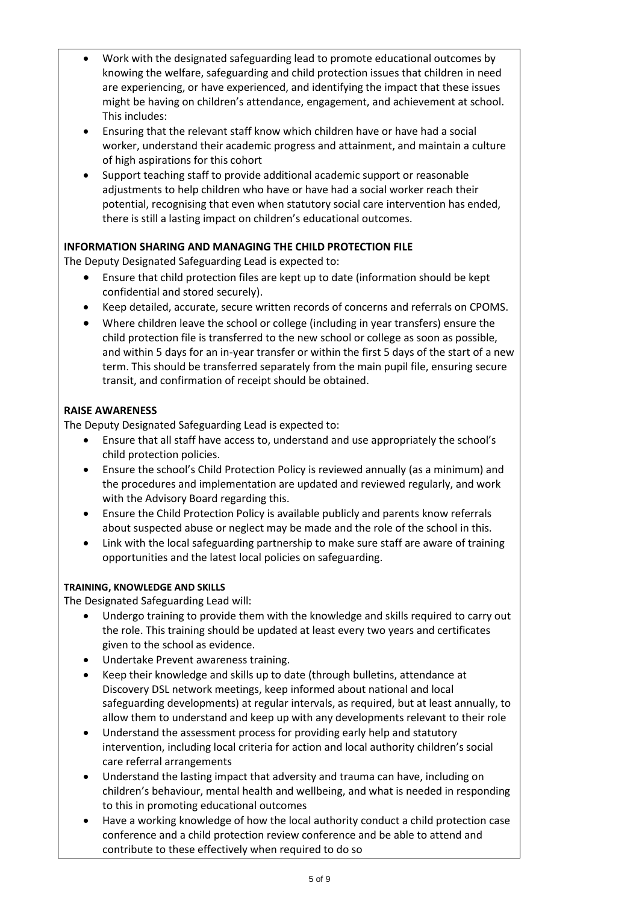- Work with the designated safeguarding lead to promote educational outcomes by knowing the welfare, safeguarding and child protection issues that children in need are experiencing, or have experienced, and identifying the impact that these issues might be having on children's attendance, engagement, and achievement at school. This includes:
- Ensuring that the relevant staff know which children have or have had a social worker, understand their academic progress and attainment, and maintain a culture of high aspirations for this cohort
- Support teaching staff to provide additional academic support or reasonable adjustments to help children who have or have had a social worker reach their potential, recognising that even when statutory social care intervention has ended, there is still a lasting impact on children's educational outcomes.

**INFORMATION SHARING AND MANAGING THE CHILD PROTECTION FILE**

The Deputy Designated Safeguarding Lead is expected to:

- Ensure that child protection files are kept up to date (information should be kept confidential and stored securely).
- Keep detailed, accurate, secure written records of concerns and referrals on CPOMS.
- Where children leave the school or college (including in year transfers) ensure the child protection file is transferred to the new school or college as soon as possible, and within 5 days for an in-year transfer or within the first 5 days of the start of a new term. This should be transferred separately from the main pupil file, ensuring secure transit, and confirmation of receipt should be obtained.

**RAISE AWARENESS**

The Deputy Designated Safeguarding Lead is expected to:

- Ensure that all staff have access to, understand and use appropriately the school's child protection policies.
- Ensure the school's Child Protection Policy is reviewed annually (as a minimum) and the procedures and implementation are updated and reviewed regularly, and work with the Advisory Board regarding this.
- Ensure the Child Protection Policy is available publicly and parents know referrals about suspected abuse or neglect may be made and the role of the school in this.
- Link with the local safeguarding partnership to make sure staff are aware of training opportunities and the latest local policies on safeguarding.

**TRAINING, KNOWLEDGE AND SKILLS**

The Designated Safeguarding Lead will:

- Undergo training to provide them with the knowledge and skills required to carry out the role. This training should be updated at least every two years and certificates given to the school as evidence.
- Undertake Prevent awareness training.
- Keep their knowledge and skills up to date (through bulletins, attendance at Discovery DSL network meetings, keep informed about national and local safeguarding developments) at regular intervals, as required, but at least annually, to allow them to understand and keep up with any developments relevant to their role
- Understand the assessment process for providing early help and statutory intervention, including local criteria for action and local authority children's social care referral arrangements
- Understand the lasting impact that adversity and trauma can have, including on children's behaviour, mental health and wellbeing, and what is needed in responding to this in promoting educational outcomes
- Have a working knowledge of how the local authority conduct a child protection case conference and a child protection review conference and be able to attend and contribute to these effectively when required to do so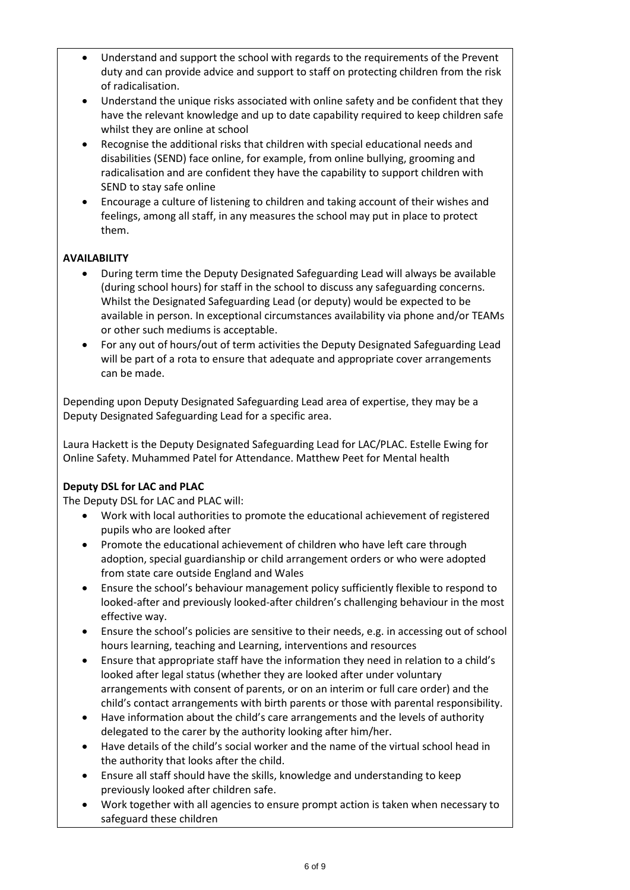- Understand and support the school with regards to the requirements of the Prevent duty and can provide advice and support to staff on protecting children from the risk of radicalisation.
- Understand the unique risks associated with online safety and be confident that they have the relevant knowledge and up to date capability required to keep children safe whilst they are online at school
- Recognise the additional risks that children with special educational needs and disabilities (SEND) face online, for example, from online bullying, grooming and radicalisation and are confident they have the capability to support children with SEND to stay safe online
- Encourage a culture of listening to children and taking account of their wishes and feelings, among all staff, in any measures the school may put in place to protect them.

**AVAILABILITY**

- During term time the Deputy Designated Safeguarding Lead will always be available (during school hours) for staff in the school to discuss any safeguarding concerns. Whilst the Designated Safeguarding Lead (or deputy) would be expected to be available in person. In exceptional circumstances availability via phone and/or TEAMs or other such mediums is acceptable.
- For any out of hours/out of term activities the Deputy Designated Safeguarding Lead will be part of a rota to ensure that adequate and appropriate cover arrangements can be made.

Depending upon Deputy Designated Safeguarding Lead area of expertise, they may be a Deputy Designated Safeguarding Lead for a specific area.

Laura Hackett is the Deputy Designated Safeguarding Lead for LAC/PLAC. Estelle Ewing for Online Safety. Muhammed Patel for Attendance. Matthew Peet for Mental health

**Deputy DSL for LAC and PLAC**

The Deputy DSL for LAC and PLAC will:

- Work with local authorities to promote the educational achievement of registered pupils who are looked after
- Promote the educational achievement of children who have left care through adoption, special guardianship or child arrangement orders or who were adopted from state care outside England and Wales
- Ensure the school's behaviour management policy sufficiently flexible to respond to looked-after and previously looked-after children's challenging behaviour in the most effective way.
- Ensure the school's policies are sensitive to their needs, e.g. in accessing out of school hours learning, teaching and Learning, interventions and resources
- Ensure that appropriate staff have the information they need in relation to a child's looked after legal status (whether they are looked after under voluntary arrangements with consent of parents, or on an interim or full care order) and the child's contact arrangements with birth parents or those with parental responsibility.
- Have information about the child's care arrangements and the levels of authority delegated to the carer by the authority looking after him/her.
- Have details of the child's social worker and the name of the virtual school head in the authority that looks after the child.
- Ensure all staff should have the skills, knowledge and understanding to keep previously looked after children safe.
- Work together with all agencies to ensure prompt action is taken when necessary to safeguard these children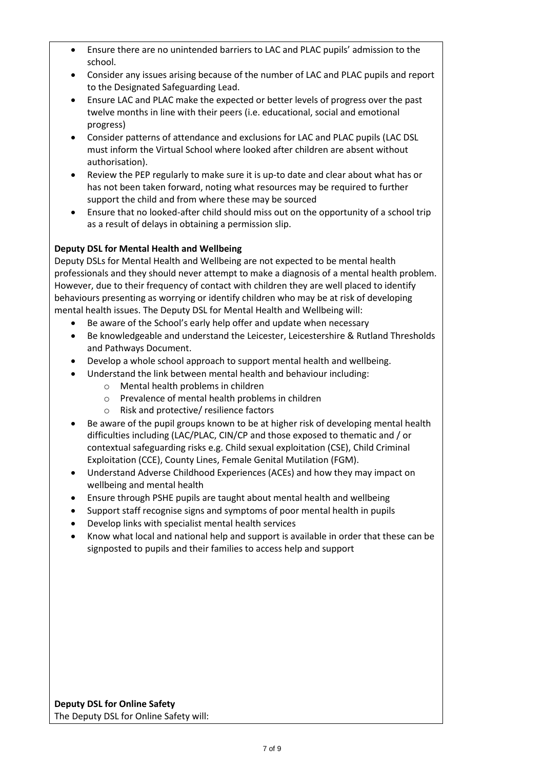- Ensure there are no unintended barriers to LAC and PLAC pupils' admission to the school.
- Consider any issues arising because of the number of LAC and PLAC pupils and report to the Designated Safeguarding Lead.
- Ensure LAC and PLAC make the expected or better levels of progress over the past twelve months in line with their peers (i.e. educational, social and emotional progress)
- Consider patterns of attendance and exclusions for LAC and PLAC pupils (LAC DSL must inform the Virtual School where looked after children are absent without authorisation).
- Review the PEP regularly to make sure it is up-to date and clear about what has or has not been taken forward, noting what resources may be required to further support the child and from where these may be sourced
- Ensure that no looked-after child should miss out on the opportunity of a school trip as a result of delays in obtaining a permission slip.

**Deputy DSL for Mental Health and Wellbeing**

Deputy DSLs for Mental Health and Wellbeing are not expected to be mental health professionals and they should never attempt to make a diagnosis of a mental health problem. However, due to their frequency of contact with children they are well placed to identify behaviours presenting as worrying or identify children who may be at risk of developing mental health issues. The Deputy DSL for Mental Health and Wellbeing will:

- Be aware of the School's early help offer and update when necessary
- Be knowledgeable and understand the Leicester, Leicestershire & Rutland Thresholds and Pathways Document.
- Develop a whole school approach to support mental health and wellbeing.
- Understand the link between mental health and behaviour including:
  - Mental health problems in children
  - Prevalence of mental health problems in children
  - Risk and protective/ resilience factors
- Be aware of the pupil groups known to be at higher risk of developing mental health difficulties including (LAC/PLAC, CIN/CP and those exposed to thematic and / or contextual safeguarding risks e.g. Child sexual exploitation (CSE), Child Criminal Exploitation (CCE), County Lines, Female Genital Mutilation (FGM).
- Understand Adverse Childhood Experiences (ACEs) and how they may impact on wellbeing and mental health
- Ensure through PSHE pupils are taught about mental health and wellbeing
- Support staff recognise signs and symptoms of poor mental health in pupils
- Develop links with specialist mental health services
- Know what local and national help and support is available in order that these can be signposted to pupils and their families to access help and support

**Deputy DSL for Online Safety**

The Deputy DSL for Online Safety will: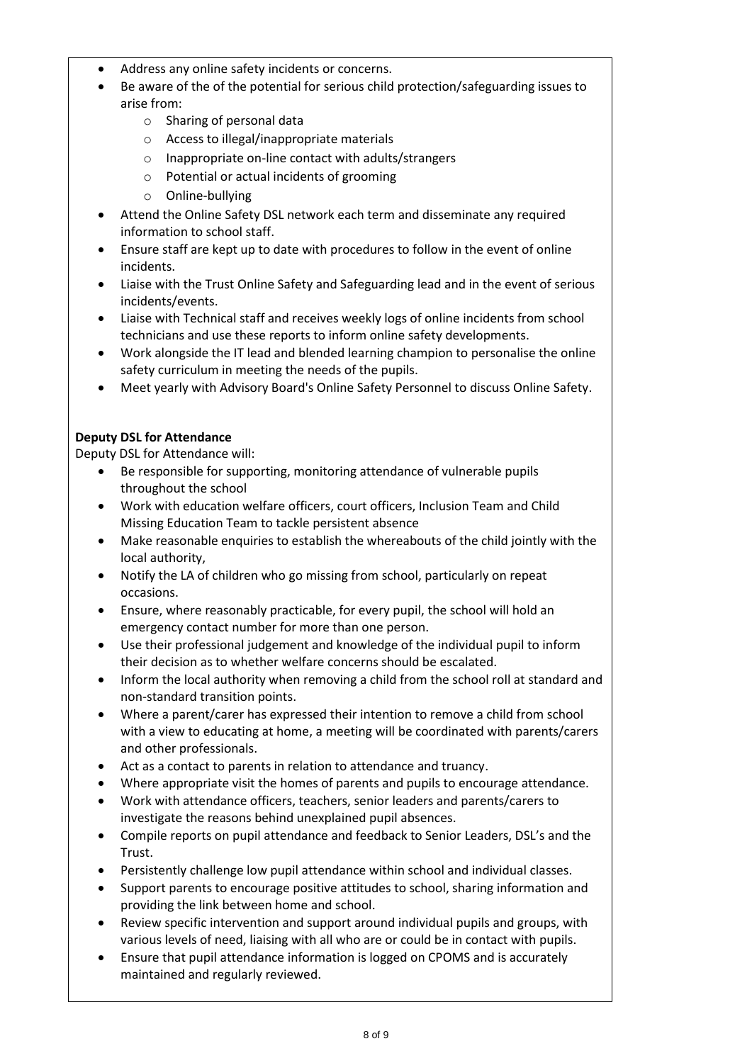- Address any online safety incidents or concerns.
- Be aware of the of the potential for serious child protection/safeguarding issues to arise from:
  - Sharing of personal data
  - Access to illegal/inappropriate materials
  - Inappropriate on-line contact with adults/strangers
  - Potential or actual incidents of grooming
  - Online-bullying
- Attend the Online Safety DSL network each term and disseminate any required information to school staff.
- Ensure staff are kept up to date with procedures to follow in the event of online incidents.
- Liaise with the Trust Online Safety and Safeguarding lead and in the event of serious incidents/events.
- Liaise with Technical staff and receives weekly logs of online incidents from school technicians and use these reports to inform online safety developments.
- Work alongside the IT lead and blended learning champion to personalise the online safety curriculum in meeting the needs of the pupils.
- Meet yearly with Advisory Board's Online Safety Personnel to discuss Online Safety.

**Deputy DSL for Attendance**

Deputy DSL for Attendance will:

- Be responsible for supporting, monitoring attendance of vulnerable pupils throughout the school
- Work with education welfare officers, court officers, Inclusion Team and Child Missing Education Team to tackle persistent absence
- Make reasonable enquiries to establish the whereabouts of the child jointly with the local authority,
- Notify the LA of children who go missing from school, particularly on repeat occasions.
- Ensure, where reasonably practicable, for every pupil, the school will hold an emergency contact number for more than one person.
- Use their professional judgement and knowledge of the individual pupil to inform their decision as to whether welfare concerns should be escalated.
- Inform the local authority when removing a child from the school roll at standard and non-standard transition points.
- Where a parent/carer has expressed their intention to remove a child from school with a view to educating at home, a meeting will be coordinated with parents/carers and other professionals.
- Act as a contact to parents in relation to attendance and truancy.
- Where appropriate visit the homes of parents and pupils to encourage attendance.
- Work with attendance officers, teachers, senior leaders and parents/carers to investigate the reasons behind unexplained pupil absences.
- Compile reports on pupil attendance and feedback to Senior Leaders, DSL's and the Trust.
- Persistently challenge low pupil attendance within school and individual classes.
- Support parents to encourage positive attitudes to school, sharing information and providing the link between home and school.
- Review specific intervention and support around individual pupils and groups, with various levels of need, liaising with all who are or could be in contact with pupils.
- Ensure that pupil attendance information is logged on CPOMS and is accurately maintained and regularly reviewed.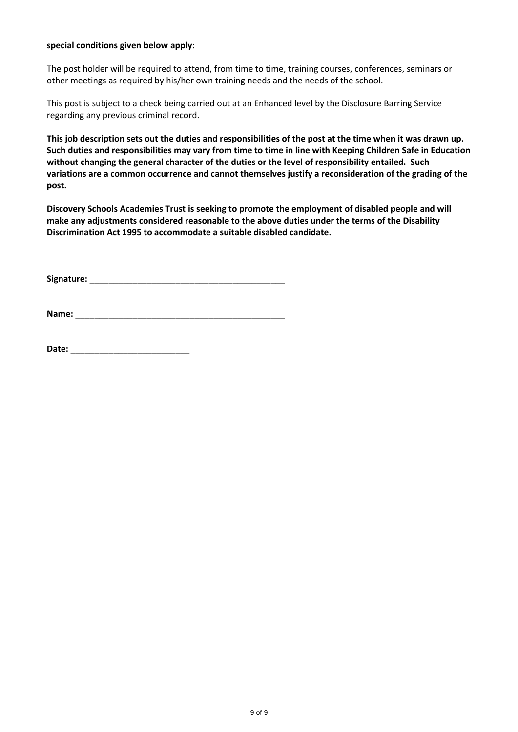**special conditions given below apply:**

The post holder will be required to attend, from time to time, training courses, conferences, seminars or other meetings as required by his/her own training needs and the needs of the school.

This post is subject to a check being carried out at an Enhanced level by the Disclosure Barring Service regarding any previous criminal record.

**This job description sets out the duties and responsibilities of the post at the time when it was drawn up. Such duties and responsibilities may vary from time to time in line with Keeping Children Safe in Education without changing the general character of the duties or the level of responsibility entailed. Such variations are a common occurrence and cannot themselves justify a reconsideration of the grading of the post.**

**Discovery Schools Academies Trust is seeking to promote the employment of disabled people and will make any adjustments considered reasonable to the above duties under the terms of the Disability Discrimination Act 1995 to accommodate a suitable disabled candidate.**

**Signature:** ___________________________________________

**Name:** ______________________________________________

**Date:** __________________________